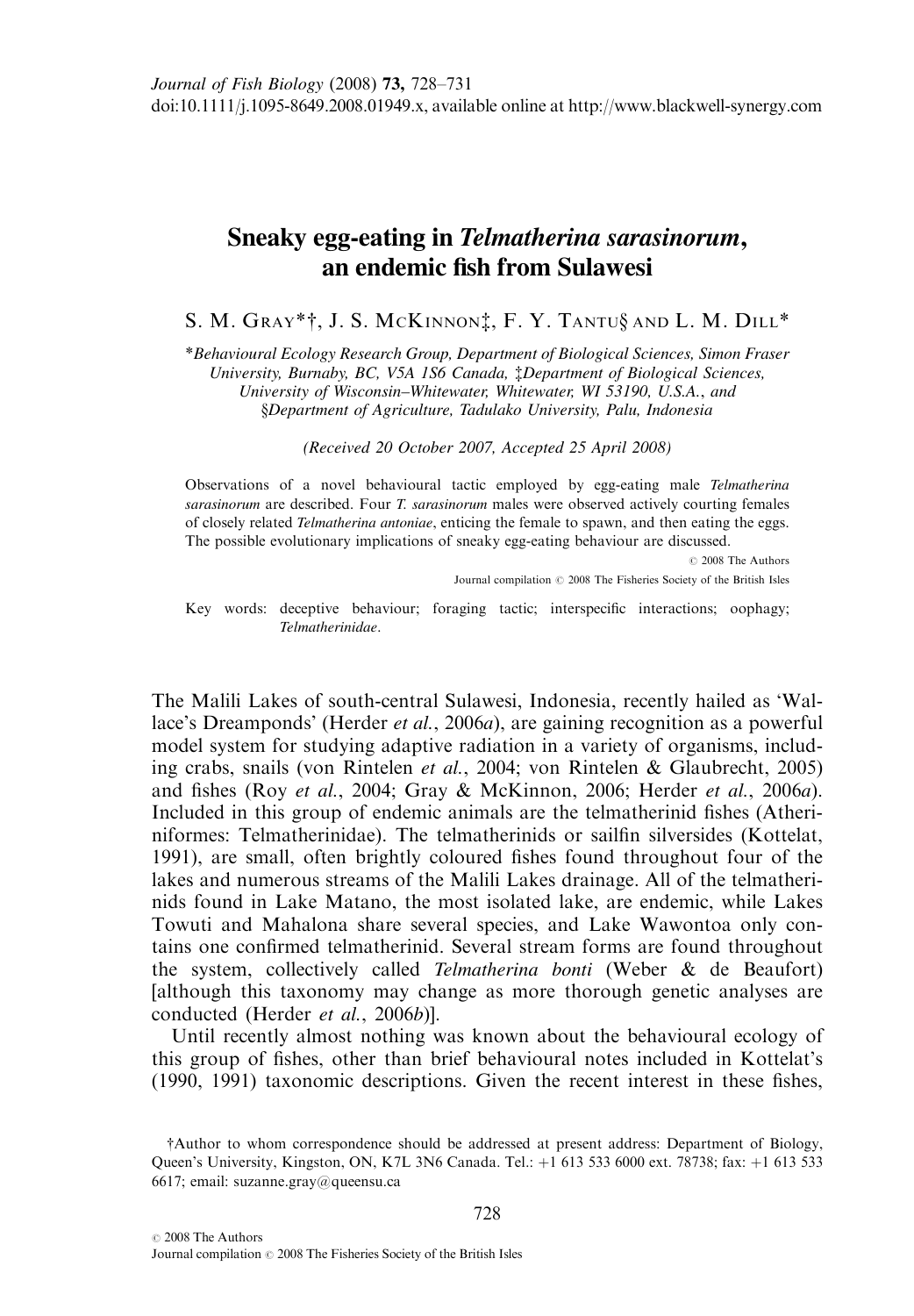# Sneaky egg-eating in *Telmatherina sarasinorum*, an endemic fish from Sulawesi

S. M. Gray*†, J. S. McKinnon‡, F. Y. Tantu§ and L. M. Dill*

*\*Behavioural Ecology Research Group, Department of Biological Sciences, Simon Fraser University, Burnaby, BC, V5A 1S6 Canada, ‡Department of Biological Sciences, University of Wisconsin–Whitewater, Whitewater, WI 53190, U.S.A., and §Department of Agriculture, Tadulako University, Palu, Indonesia*

*(Received 20 October 2007, Accepted 25 April 2008)*

Observations of a novel behavioural tactic employed by egg-eating male *Telmatherina sarasinorum* are described. Four *T. sarasinorum* males were observed actively courting females of closely related *Telmatherina antoniae*, enticing the female to spawn, and then eating the eggs. The possible evolutionary implications of sneaky egg-eating behaviour are discussed.

© 2008 The Authors

Journal compilation © 2008 The Fisheries Society of the British Isles

Key words: deceptive behaviour; foraging tactic; interspecific interactions; oophagy; Telmatherinidae.

The Malili Lakes of south-central Sulawesi, Indonesia, recently hailed as 'Wallace's Dreamponds' (Herder *et al.*, 2006*a*), are gaining recognition as a powerful model system for studying adaptive radiation in a variety of organisms, including crabs, snails (von Rintelen *et al.*, 2004; von Rintelen & Glaubrecht, 2005) and fishes (Roy *et al.*, 2004; Gray & McKinnon, 2006; Herder *et al.*, 2006*a*). Included in this group of endemic animals are the telmatherinid fishes (Atheriniformes: Telmatherinidae). The telmatherinids or sailfin silversides (Kottelat, 1991), are small, often brightly coloured fishes found throughout four of the lakes and numerous streams of the Malili Lakes drainage. All of the telmatherinids found in Lake Matano, the most isolated lake, are endemic, while Lakes Towuti and Mahalona share several species, and Lake Wawontoa only contains one confirmed telmatherinid. Several stream forms are found throughout the system, collectively called *Telmatherina bonti* (Weber & de Beaufort) [although this taxonomy may change as more thorough genetic analyses are conducted (Herder *et al.*, 2006*b*)].

Until recently almost nothing was known about the behavioural ecology of this group of fishes, other than brief behavioural notes included in Kottelat's (1990, 1991) taxonomic descriptions. Given the recent interest in these fishes,

†Author to whom correspondence should be addressed at present address: Department of Biology, Queen's University, Kingston, ON, K7L 3N6 Canada. Tel.: +1 613 533 6000 ext. 78738; fax: +1 613 533 6617; email: suzanne.gray@queensu.ca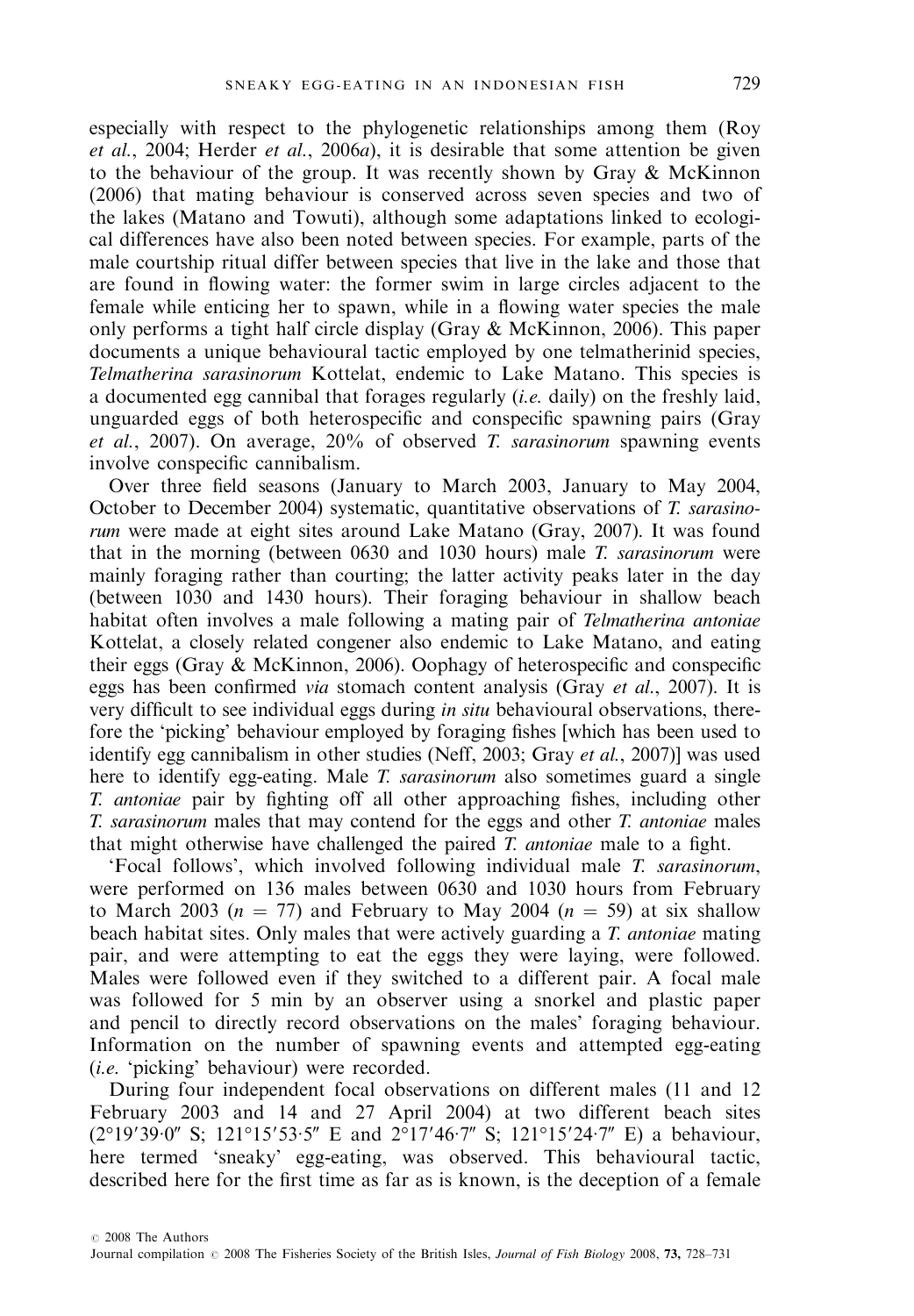especially with respect to the phylogenetic relationships among them (Roy *et al.*, 2004; Herder *et al.*, 2006*a*), it is desirable that some attention be given to the behaviour of the group. It was recently shown by Gray & McKinnon (2006) that mating behaviour is conserved across seven species and two of the lakes (Matano and Towuti), although some adaptations linked to ecological differences have also been noted between species. For example, parts of the male courtship ritual differ between species that live in the lake and those that are found in flowing water: the former swim in large circles adjacent to the female while enticing her to spawn, while in a flowing water species the male only performs a tight half circle display (Gray & McKinnon, 2006). This paper documents a unique behavioural tactic employed by one telmatherinid species, *Telmatherina sarasinorum* Kottelat, endemic to Lake Matano. This species is a documented egg cannibal that forages regularly (*i.e.* daily) on the freshly laid, unguarded eggs of both heterospecific and conspecific spawning pairs (Gray *et al.*, 2007). On average, 20% of observed *T. sarasinorum* spawning events involve conspecific cannibalism.

Over three field seasons (January to March 2003, January to May 2004, October to December 2004) systematic, quantitative observations of *T. sarasinorum* were made at eight sites around Lake Matano (Gray, 2007). It was found that in the morning (between 0630 and 1030 hours) male *T. sarasinorum* were mainly foraging rather than courting; the latter activity peaks later in the day (between 1030 and 1430 hours). Their foraging behaviour in shallow beach habitat often involves a male following a mating pair of *Telmatherina antoniae* Kottelat, a closely related congener also endemic to Lake Matano, and eating their eggs (Gray & McKinnon, 2006). Oophagy of heterospecific and conspecific eggs has been confirmed *via* stomach content analysis (Gray *et al.*, 2007). It is very difficult to see individual eggs during *in situ* behavioural observations, therefore the 'picking' behaviour employed by foraging fishes [which has been used to identify egg cannibalism in other studies (Neff, 2003; Gray *et al.*, 2007)] was used here to identify egg-eating. Male *T. sarasinorum* also sometimes guard a single *T. antoniae* pair by fighting off all other approaching fishes, including other *T. sarasinorum* males that may contend for the eggs and other *T. antoniae* males that might otherwise have challenged the paired *T. antoniae* male to a fight.

'Focal follows', which involved following individual male *T. sarasinorum*, were performed on 136 males between 0630 and 1030 hours from February to March 2003 ($n = 77$) and February to May 2004 ($n = 59$) at six shallow beach habitat sites. Only males that were actively guarding a *T. antoniae* mating pair, and were attempting to eat the eggs they were laying, were followed. Males were followed even if they switched to a different pair. A focal male was followed for 5 min by an observer using a snorkel and plastic paper and pencil to directly record observations on the males' foraging behaviour. Information on the number of spawning events and attempted egg-eating (*i.e.* 'picking' behaviour) were recorded.

During four independent focal observations on different males (11 and 12 February 2003 and 14 and 27 April 2004) at two different beach sites (2°19′39·0″ S; 121°15′53·5″ E and 2°17′46·7″ S; 121°15′24·7″ E) a behaviour, here termed 'sneaky' egg-eating, was observed. This behavioural tactic, described here for the first time as far as is known, is the deception of a female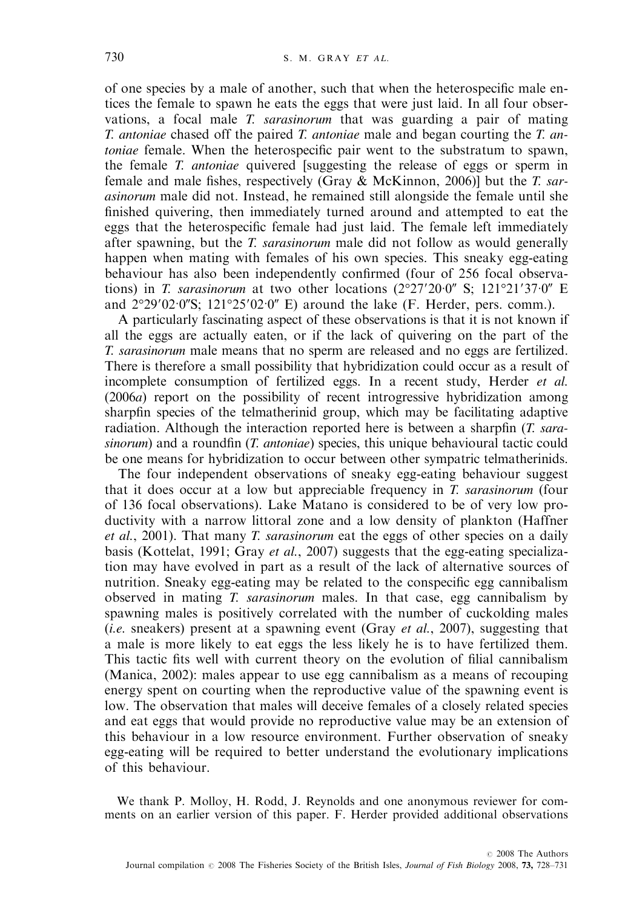of one species by a male of another, such that when the heterospecific male entices the female to spawn he eats the eggs that were just laid. In all four observations, a focal male *T. sarasinorum* that was guarding a pair of mating *T. antoniae* chased off the paired *T. antoniae* male and began courting the *T. antoniae* female. When the heterospecific pair went to the substratum to spawn, the female *T. antoniae* quivered [suggesting the release of eggs or sperm in female and male fishes, respectively (Gray & McKinnon, 2006)] but the *T. sarasinorum* male did not. Instead, he remained still alongside the female until she finished quivering, then immediately turned around and attempted to eat the eggs that the heterospecific female had just laid. The female left immediately after spawning, but the *T. sarasinorum* male did not follow as would generally happen when mating with females of his own species. This sneaky egg-eating behaviour has also been independently confirmed (four of 256 focal observations) in *T. sarasinorum* at two other locations (2°27′20·0″ S; 121°21′37·0″ E and 2°29′02·0″S; 121°25′02·0″ E) around the lake (F. Herder, pers. comm.).

A particularly fascinating aspect of these observations is that it is not known if all the eggs are actually eaten, or if the lack of quivering on the part of the *T. sarasinorum* male means that no sperm are released and no eggs are fertilized. There is therefore a small possibility that hybridization could occur as a result of incomplete consumption of fertilized eggs. In a recent study, Herder *et al.* (2006*a*) report on the possibility of recent introgressive hybridization among sharpfin species of the telmatherinid group, which may be facilitating adaptive radiation. Although the interaction reported here is between a sharpfin (*T. sarasinorum*) and a roundfin (*T. antoniae*) species, this unique behavioural tactic could be one means for hybridization to occur between other sympatric telmatherinids.

The four independent observations of sneaky egg-eating behaviour suggest that it does occur at a low but appreciable frequency in *T. sarasinorum* (four of 136 focal observations). Lake Matano is considered to be of very low productivity with a narrow littoral zone and a low density of plankton (Haffner *et al.*, 2001). That many *T. sarasinorum* eat the eggs of other species on a daily basis (Kottelat, 1991; Gray *et al.*, 2007) suggests that the egg-eating specialization may have evolved in part as a result of the lack of alternative sources of nutrition. Sneaky egg-eating may be related to the conspecific egg cannibalism observed in mating *T. sarasinorum* males. In that case, egg cannibalism by spawning males is positively correlated with the number of cuckolding males (*i.e.* sneakers) present at a spawning event (Gray *et al.*, 2007), suggesting that a male is more likely to eat eggs the less likely he is to have fertilized them. This tactic fits well with current theory on the evolution of filial cannibalism (Manica, 2002): males appear to use egg cannibalism as a means of recouping energy spent on courting when the reproductive value of the spawning event is low. The observation that males will deceive females of a closely related species and eat eggs that would provide no reproductive value may be an extension of this behaviour in a low resource environment. Further observation of sneaky egg-eating will be required to better understand the evolutionary implications of this behaviour.

We thank P. Molloy, H. Rodd, J. Reynolds and one anonymous reviewer for comments on an earlier version of this paper. F. Herder provided additional observations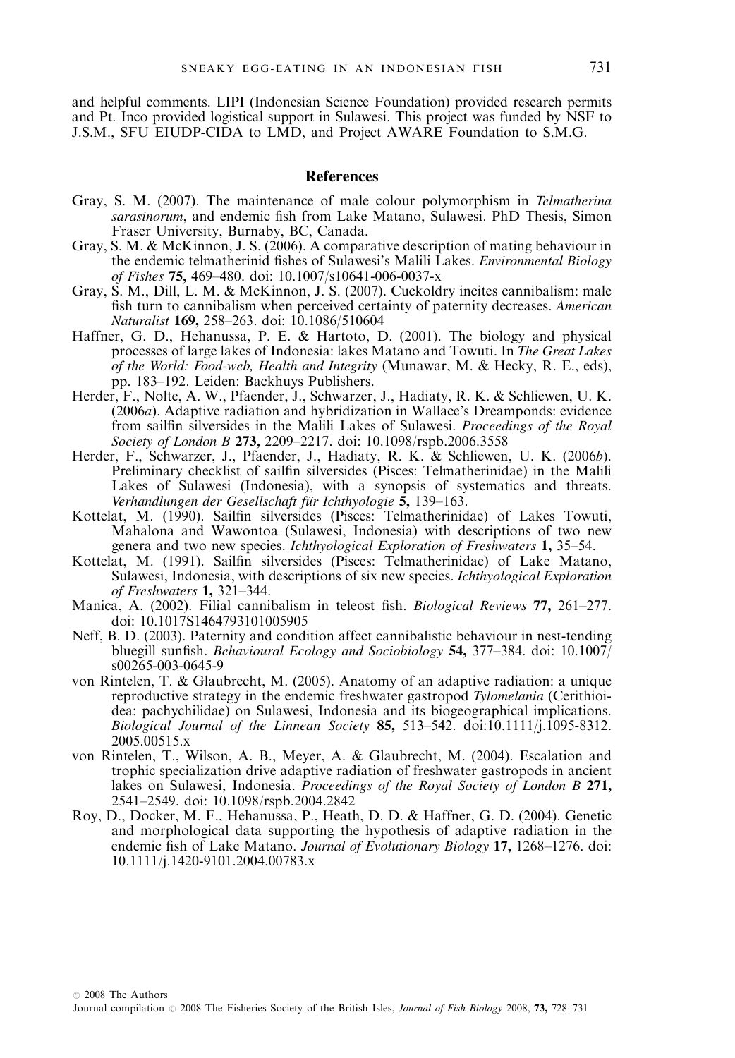and helpful comments. LIPI (Indonesian Science Foundation) provided research permits and Pt. Inco provided logistical support in Sulawesi. This project was funded by NSF to J.S.M., SFU EIUDP-CIDA to LMD, and Project AWARE Foundation to S.M.G.

## References

Gray, S. M. (2007). The maintenance of male colour polymorphism in *Telmatherina sarasinorum*, and endemic fish from Lake Matano, Sulawesi. PhD Thesis, Simon Fraser University, Burnaby, BC, Canada.

Gray, S. M. & McKinnon, J. S. (2006). A comparative description of mating behaviour in the endemic telmatherinid fishes of Sulawesi's Malili Lakes. *Environmental Biology of Fishes* **75,** 469–480. doi: 10.1007/s10641-006-0037-x

Gray, S. M., Dill, L. M. & McKinnon, J. S. (2007). Cuckoldry incites cannibalism: male fish turn to cannibalism when perceived certainty of paternity decreases. *American Naturalist* **169,** 258–263. doi: 10.1086/510604

Haffner, G. D., Hehanussa, P. E. & Hartoto, D. (2001). The biology and physical processes of large lakes of Indonesia: lakes Matano and Towuti. In *The Great Lakes of the World: Food-web, Health and Integrity* (Munawar, M. & Hecky, R. E., eds), pp. 183–192. Leiden: Backhuys Publishers.

Herder, F., Nolte, A. W., Pfaender, J., Schwarzer, J., Hadiaty, R. K. & Schliewen, U. K. (2006*a*). Adaptive radiation and hybridization in Wallace's Dreamponds: evidence from sailfin silversides in the Malili Lakes of Sulawesi. *Proceedings of the Royal Society of London B* **273,** 2209–2217. doi: 10.1098/rspb.2006.3558

Herder, F., Schwarzer, J., Pfaender, J., Hadiaty, R. K. & Schliewen, U. K. (2006*b*). Preliminary checklist of sailfin silversides (Pisces: Telmatherinidae) in the Malili Lakes of Sulawesi (Indonesia), with a synopsis of systematics and threats. *Verhandlungen der Gesellschaft für Ichthyologie* **5,** 139–163.

Kottelat, M. (1990). Sailfin silversides (Pisces: Telmatherinidae) of Lakes Towuti, Mahalona and Wawontoa (Sulawesi, Indonesia) with descriptions of two new genera and two new species. *Ichthyological Exploration of Freshwaters* **1,** 35–54.

Kottelat, M. (1991). Sailfin silversides (Pisces: Telmatherinidae) of Lake Matano, Sulawesi, Indonesia, with descriptions of six new species. *Ichthyological Exploration of Freshwaters* **1,** 321–344.

Manica, A. (2002). Filial cannibalism in teleost fish. *Biological Reviews* **77,** 261–277. doi: 10.1017S1464793101005905

Neff, B. D. (2003). Paternity and condition affect cannibalistic behaviour in nest-tending bluegill sunfish. *Behavioural Ecology and Sociobiology* **54,** 377–384. doi: 10.1007/s00265-003-0645-9

von Rintelen, T. & Glaubrecht, M. (2005). Anatomy of an adaptive radiation: a unique reproductive strategy in the endemic freshwater gastropod *Tylomelania* (Cerithioidea: pachychilidae) on Sulawesi, Indonesia and its biogeographical implications. *Biological Journal of the Linnean Society* **85,** 513–542. doi:10.1111/j.1095-8312.2005.00515.x

von Rintelen, T., Wilson, A. B., Meyer, A. & Glaubrecht, M. (2004). Escalation and trophic specialization drive adaptive radiation of freshwater gastropods in ancient lakes on Sulawesi, Indonesia. *Proceedings of the Royal Society of London B* **271,** 2541–2549. doi: 10.1098/rspb.2004.2842

Roy, D., Docker, M. F., Hehanussa, P., Heath, D. D. & Haffner, G. D. (2004). Genetic and morphological data supporting the hypothesis of adaptive radiation in the endemic fish of Lake Matano. *Journal of Evolutionary Biology* **17,** 1268–1276. doi: 10.1111/j.1420-9101.2004.00783.x